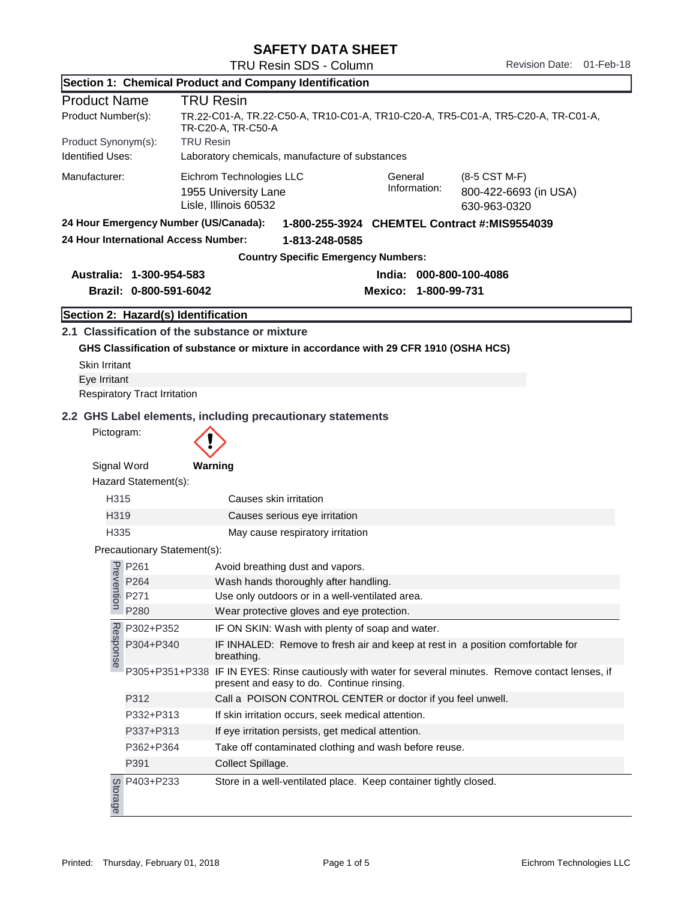# SAFETY DATA SHEET

TRU Resin SDS - Column

Revision Date: 01-Feb-18

## Section 1: Chemical Product and Company Identification

| | |
|---|---|
| **Product Name** | **TRU Resin** |
| Product Number(s): | TR.22-C01-A, TR.22-C50-A, TR10-C01-A, TR10-C20-A, TR5-C01-A, TR5-C20-A, TR-C01-A, TR-C20-A, TR-C50-A |
| Product Synonym(s): | TRU Resin |
| Identified Uses: | Laboratory chemicals, manufacture of substances |

Manufacturer: Eichrom Technologies LLC
1955 University Lane
Lisle, Illinois 60532

General Information: (8-5 CST M-F)
800-422-6693 (in USA)
630-963-0320

**24 Hour Emergency Number (US/Canada): 1-800-255-3924 CHEMTEL Contract #:MIS9554039**

**24 Hour International Access Number: 1-813-248-0585**

**Country Specific Emergency Numbers:**

**Australia: 1-300-954-583**
**Brazil: 0-800-591-6042**
**India: 000-800-100-4086**
**Mexico: 1-800-99-731**

## Section 2: Hazard(s) Identification

### 2.1 Classification of the substance or mixture

**GHS Classification of substance or mixture in accordance with 29 CFR 1910 (OSHA HCS)**

Skin Irritant
Eye Irritant
Respiratory Tract Irritation

### 2.2 GHS Label elements, including precautionary statements

Pictogram:

Signal Word **Warning**

Hazard Statement(s):

| | |
|---|---|
| H315 | Causes skin irritation |
| H319 | Causes serious eye irritation |
| H335 | May cause respiratory irritation |

Precautionary Statement(s):

| | Code | Statement |
|---|---|---|
| Prevention | P261 | Avoid breathing dust and vapors. |
| | P264 | Wash hands thoroughly after handling. |
| | P271 | Use only outdoors or in a well-ventilated area. |
| | P280 | Wear protective gloves and eye protection. |
| Response | P302+P352 | IF ON SKIN: Wash with plenty of soap and water. |
| | P304+P340 | IF INHALED: Remove to fresh air and keep at rest in a position comfortable for breathing. |
| | P305+P351+P338 | IF IN EYES: Rinse cautiously with water for several minutes. Remove contact lenses, if present and easy to do. Continue rinsing. |
| | P312 | Call a POISON CONTROL CENTER or doctor if you feel unwell. |
| | P332+P313 | If skin irritation occurs, seek medical attention. |
| | P337+P313 | If eye irritation persists, get medical attention. |
| | P362+P364 | Take off contaminated clothing and wash before reuse. |
| | P391 | Collect Spillage. |
| Storage | P403+P233 | Store in a well-ventilated place. Keep container tightly closed. |

Printed: Thursday, February 01, 2018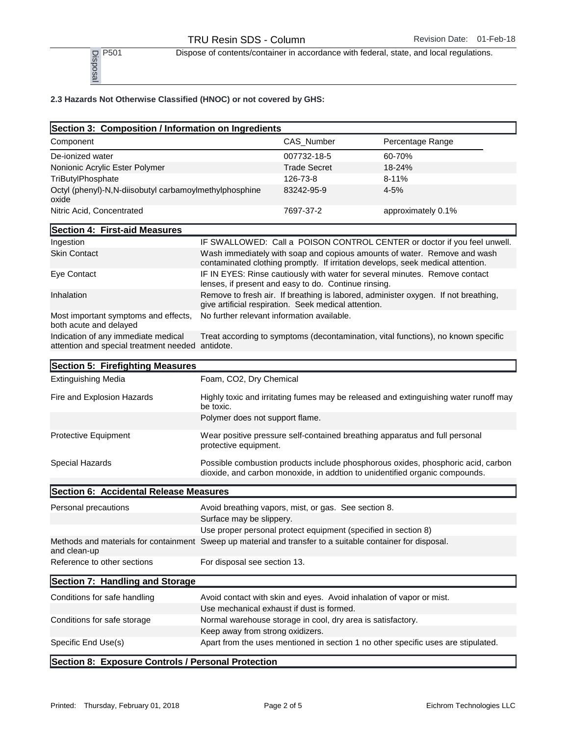| Disposal | P501 | Dispose of contents/container in accordance with federal, state, and local regulations. |
|---|---|---|

**2.3 Hazards Not Otherwise Classified (HNOC) or not covered by GHS:**

## Section 3: Composition / Information on Ingredients

| Component | CAS_Number | Percentage Range |
|---|---|---|
| De-ionized water | 007732-18-5 | 60-70% |
| Nonionic Acrylic Ester Polymer | Trade Secret | 18-24% |
| TriButylPhosphate | 126-73-8 | 8-11% |
| Octyl (phenyl)-N,N-diisobutyl carbamoylmethylphosphine oxide | 83242-95-9 | 4-5% |
| Nitric Acid, Concentrated | 7697-37-2 | approximately 0.1% |

## Section 4: First-aid Measures

| | |
|---|---|
| Ingestion | IF SWALLOWED: Call a POISON CONTROL CENTER or doctor if you feel unwell. |
| Skin Contact | Wash immediately with soap and copious amounts of water. Remove and wash contaminated clothing promptly. If irritation develops, seek medical attention. |
| Eye Contact | IF IN EYES: Rinse cautiously with water for several minutes. Remove contact lenses, if present and easy to do. Continue rinsing. |
| Inhalation | Remove to fresh air. If breathing is labored, administer oxygen. If not breathing, give artificial respiration. Seek medical attention. |
| Most important symptoms and effects, both acute and delayed | No further relevant information available. |
| Indication of any immediate medical attention and special treatment needed | Treat according to symptoms (decontamination, vital functions), no known specific antidote. |

## Section 5: Firefighting Measures

| | |
|---|---|
| Extinguishing Media | Foam, CO2, Dry Chemical |
| Fire and Explosion Hazards | Highly toxic and irritating fumes may be released and extinguishing water runoff may be toxic. |
| | Polymer does not support flame. |
| Protective Equipment | Wear positive pressure self-contained breathing apparatus and full personal protective equipment. |
| Special Hazards | Possible combustion products include phosphorous oxides, phosphoric acid, carbon dioxide, and carbon monoxide, in addtion to unidentified organic compounds. |

## Section 6: Accidental Release Measures

| | |
|---|---|
| Personal precautions | Avoid breathing vapors, mist, or gas. See section 8. |
| | Surface may be slippery. |
| | Use proper personal protect equipment (specified in section 8) |
| Methods and materials for containment and clean-up | Sweep up material and transfer to a suitable container for disposal. |
| Reference to other sections | For disposal see section 13. |

## Section 7: Handling and Storage

| | |
|---|---|
| Conditions for safe handling | Avoid contact with skin and eyes. Avoid inhalation of vapor or mist. |
| | Use mechanical exhaust if dust is formed. |
| Conditions for safe storage | Normal warehouse storage in cool, dry area is satisfactory. |
| | Keep away from strong oxidizers. |
| Specific End Use(s) | Apart from the uses mentioned in section 1 no other specific uses are stipulated. |

## Section 8: Exposure Controls / Personal Protection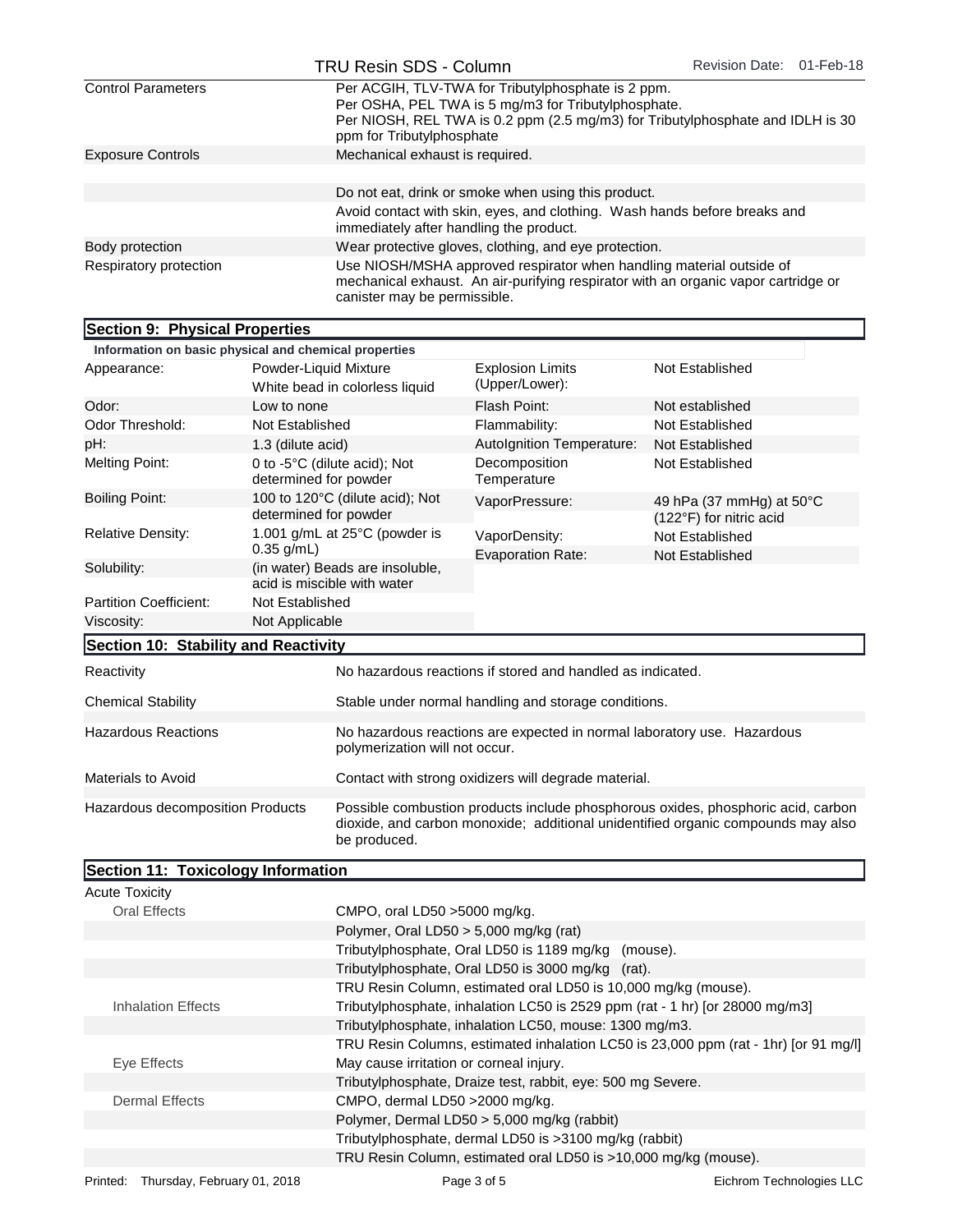| | |
|---|---|
| Control Parameters | Per ACGIH, TLV-TWA for Tributylphosphate is 2 ppm. Per OSHA, PEL TWA is 5 mg/m3 for Tributylphosphate. Per NIOSH, REL TWA is 0.2 ppm (2.5 mg/m3) for Tributylphosphate and IDLH is 30 ppm for Tributylphosphate |
| Exposure Controls | Mechanical exhaust is required. |
| | Do not eat, drink or smoke when using this product. |
| | Avoid contact with skin, eyes, and clothing. Wash hands before breaks and immediately after handling the product. |
| Body protection | Wear protective gloves, clothing, and eye protection. |
| Respiratory protection | Use NIOSH/MSHA approved respirator when handling material outside of mechanical exhaust. An air-purifying respirator with an organic vapor cartridge or canister may be permissible. |

## Section 9: Physical Properties

**Information on basic physical and chemical properties**

| | | | |
|---|---|---|---|
| Appearance: | Powder-Liquid Mixture White bead in colorless liquid | Explosion Limits (Upper/Lower): | Not Established |
| Odor: | Low to none | Flash Point: | Not established |
| Odor Threshold: | Not Established | Flammability: | Not Established |
| pH: | 1.3 (dilute acid) | AutoIgnition Temperature: | Not Established |
| Melting Point: | 0 to -5°C (dilute acid); Not determined for powder | Decomposition Temperature | Not Established |
| Boiling Point: | 100 to 120°C (dilute acid); Not determined for powder | VaporPressure: | 49 hPa (37 mmHg) at 50°C (122°F) for nitric acid |
| Relative Density: | 1.001 g/mL at 25°C (powder is 0.35 g/mL) | VaporDensity: | Not Established |
| | | Evaporation Rate: | Not Established |
| Solubility: | (in water) Beads are insoluble, acid is miscible with water | | |
| Partition Coefficient: | Not Established | | |
| Viscosity: | Not Applicable | | |

## Section 10: Stability and Reactivity

| | |
|---|---|
| Reactivity | No hazardous reactions if stored and handled as indicated. |
| Chemical Stability | Stable under normal handling and storage conditions. |
| Hazardous Reactions | No hazardous reactions are expected in normal laboratory use. Hazardous polymerization will not occur. |
| Materials to Avoid | Contact with strong oxidizers will degrade material. |
| Hazardous decomposition Products | Possible combustion products include phosphorous oxides, phosphoric acid, carbon dioxide, and carbon monoxide; additional unidentified organic compounds may also be produced. |

## Section 11: Toxicology Information

Acute Toxicity

| | |
|---|---|
| Oral Effects | CMPO, oral LD50 >5000 mg/kg. |
| | Polymer, Oral LD50 > 5,000 mg/kg (rat) |
| | Tributylphosphate, Oral LD50 is 1189 mg/kg (mouse). |
| | Tributylphosphate, Oral LD50 is 3000 mg/kg (rat). |
| | TRU Resin Column, estimated oral LD50 is 10,000 mg/kg (mouse). |
| Inhalation Effects | Tributylphosphate, inhalation LC50 is 2529 ppm (rat - 1 hr) [or 28000 mg/m3] |
| | Tributylphosphate, inhalation LC50, mouse: 1300 mg/m3. |
| | TRU Resin Columns, estimated inhalation LC50 is 23,000 ppm (rat - 1hr) [or 91 mg/l] |
| Eye Effects | May cause irritation or corneal injury. |
| | Tributylphosphate, Draize test, rabbit, eye: 500 mg Severe. |
| Dermal Effects | CMPO, dermal LD50 >2000 mg/kg. |
| | Polymer, Dermal LD50 > 5,000 mg/kg (rabbit) |
| | Tributylphosphate, dermal LD50 is >3100 mg/kg (rabbit) |
| | TRU Resin Column, estimated oral LD50 is >10,000 mg/kg (mouse). |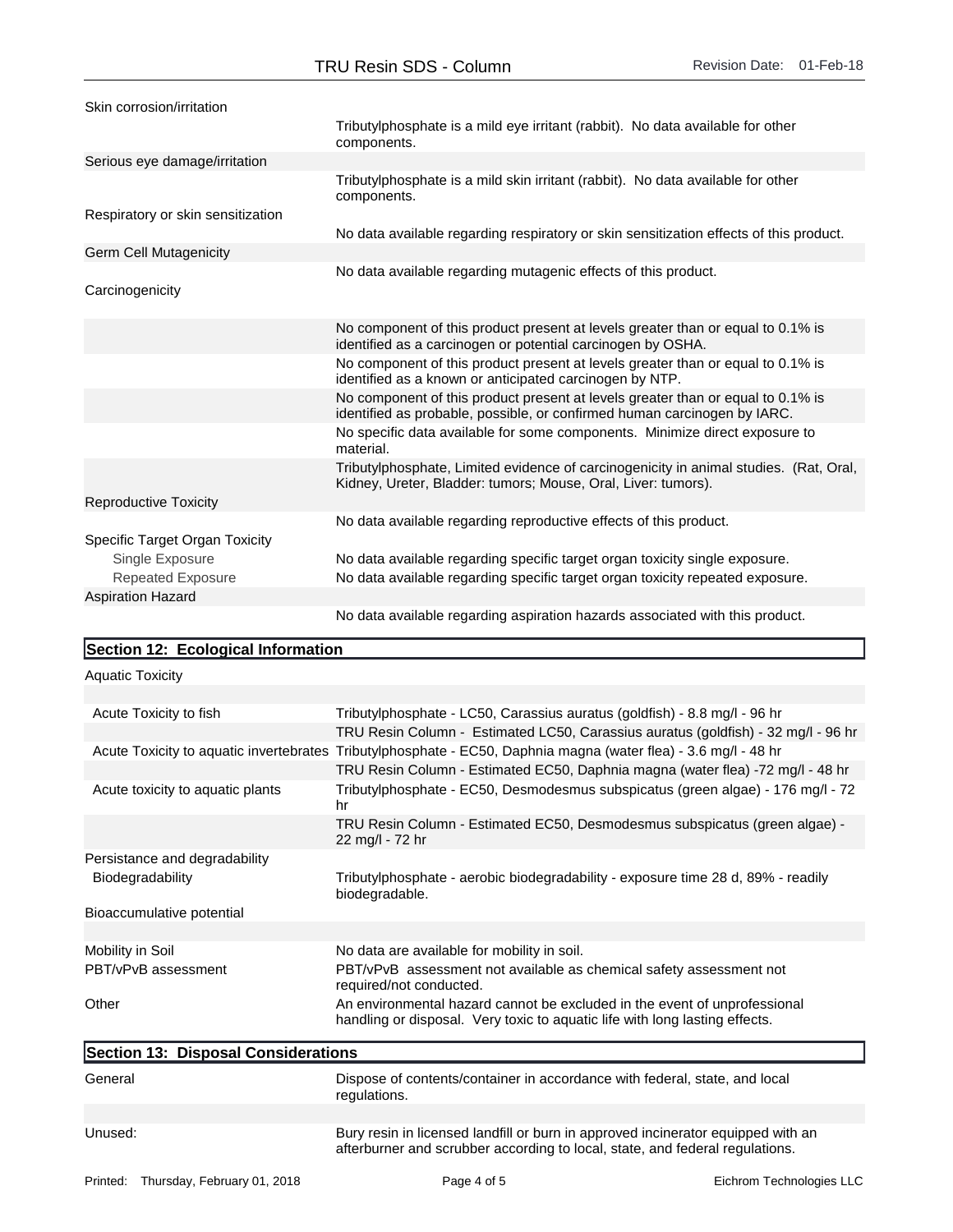| | |
|---|---|
| Skin corrosion/irritation | |
| | Tributylphosphate is a mild eye irritant (rabbit). No data available for other components. |
| Serious eye damage/irritation | |
| | Tributylphosphate is a mild skin irritant (rabbit). No data available for other components. |
| Respiratory or skin sensitization | |
| | No data available regarding respiratory or skin sensitization effects of this product. |
| Germ Cell Mutagenicity | |
| | No data available regarding mutagenic effects of this product. |
| Carcinogenicity | |
| | No component of this product present at levels greater than or equal to 0.1% is identified as a carcinogen or potential carcinogen by OSHA. |
| | No component of this product present at levels greater than or equal to 0.1% is identified as a known or anticipated carcinogen by NTP. |
| | No component of this product present at levels greater than or equal to 0.1% is identified as probable, possible, or confirmed human carcinogen by IARC. |
| | No specific data available for some components. Minimize direct exposure to material. |
| | Tributylphosphate, Limited evidence of carcinogenicity in animal studies. (Rat, Oral, Kidney, Ureter, Bladder: tumors; Mouse, Oral, Liver: tumors). |
| Reproductive Toxicity | |
| | No data available regarding reproductive effects of this product. |
| Specific Target Organ Toxicity | |
| Single Exposure | No data available regarding specific target organ toxicity single exposure. |
| Repeated Exposure | No data available regarding specific target organ toxicity repeated exposure. |
| Aspiration Hazard | |
| | No data available regarding aspiration hazards associated with this product. |

## Section 12: Ecological Information

| | |
|---|---|
| Aquatic Toxicity | |
| Acute Toxicity to fish | Tributylphosphate - LC50, Carassius auratus (goldfish) - 8.8 mg/l - 96 hr |
| | TRU Resin Column - Estimated LC50, Carassius auratus (goldfish) - 32 mg/l - 96 hr |
| Acute Toxicity to aquatic invertebrates | Tributylphosphate - EC50, Daphnia magna (water flea) - 3.6 mg/l - 48 hr |
| | TRU Resin Column - Estimated EC50, Daphnia magna (water flea) -72 mg/l - 48 hr |
| Acute toxicity to aquatic plants | Tributylphosphate - EC50, Desmodesmus subspicatus (green algae) - 176 mg/l - 72 hr |
| | TRU Resin Column - Estimated EC50, Desmodesmus subspicatus (green algae) - 22 mg/l - 72 hr |
| Persistance and degradability | |
| Biodegradability | Tributylphosphate - aerobic biodegradability - exposure time 28 d, 89% - readily biodegradable. |
| Bioaccumulative potential | |
| Mobility in Soil | No data are available for mobility in soil. |
| PBT/vPvB assessment | PBT/vPvB assessment not available as chemical safety assessment not required/not conducted. |
| Other | An environmental hazard cannot be excluded in the event of unprofessional handling or disposal. Very toxic to aquatic life with long lasting effects. |

## Section 13: Disposal Considerations

| | |
|---|---|
| General | Dispose of contents/container in accordance with federal, state, and local regulations. |
| Unused: | Bury resin in licensed landfill or burn in approved incinerator equipped with an afterburner and scrubber according to local, state, and federal regulations. |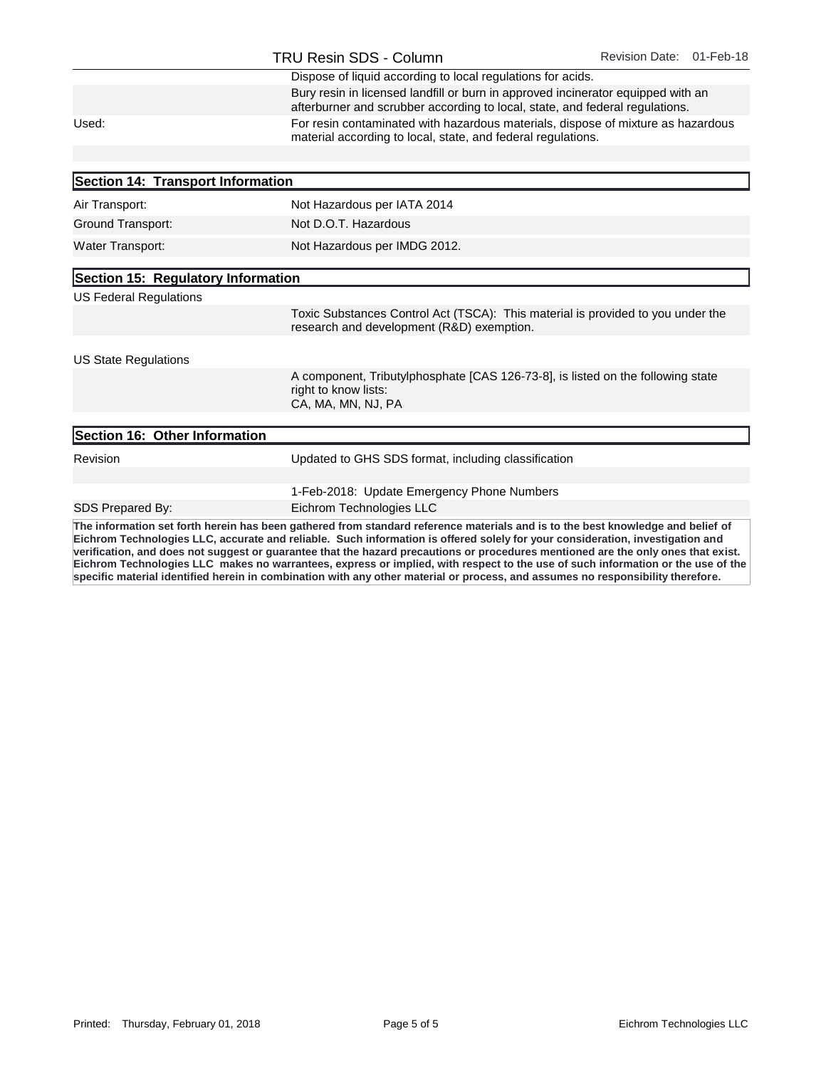| | |
|---|---|
| | Dispose of liquid according to local regulations for acids. |
| | Bury resin in licensed landfill or burn in approved incinerator equipped with an afterburner and scrubber according to local, state, and federal regulations. |
| Used: | For resin contaminated with hazardous materials, dispose of mixture as hazardous material according to local, state, and federal regulations. |

## Section 14: Transport Information

| | |
|---|---|
| Air Transport: | Not Hazardous per IATA 2014 |
| Ground Transport: | Not D.O.T. Hazardous |
| Water Transport: | Not Hazardous per IMDG 2012. |

## Section 15: Regulatory Information

US Federal Regulations

Toxic Substances Control Act (TSCA): This material is provided to you under the research and development (R&D) exemption.

US State Regulations

A component, Tributylphosphate [CAS 126-73-8], is listed on the following state right to know lists:
CA, MA, MN, NJ, PA

## Section 16: Other Information

| | |
|---|---|
| Revision | Updated to GHS SDS format, including classification |
| | 1-Feb-2018: Update Emergency Phone Numbers |
| SDS Prepared By: | Eichrom Technologies LLC |

**The information set forth herein has been gathered from standard reference materials and is to the best knowledge and belief of Eichrom Technologies LLC, accurate and reliable. Such information is offered solely for your consideration, investigation and verification, and does not suggest or guarantee that the hazard precautions or procedures mentioned are the only ones that exist. Eichrom Technologies LLC makes no warrantees, express or implied, with respect to the use of such information or the use of the specific material identified herein in combination with any other material or process, and assumes no responsibility therefore.**